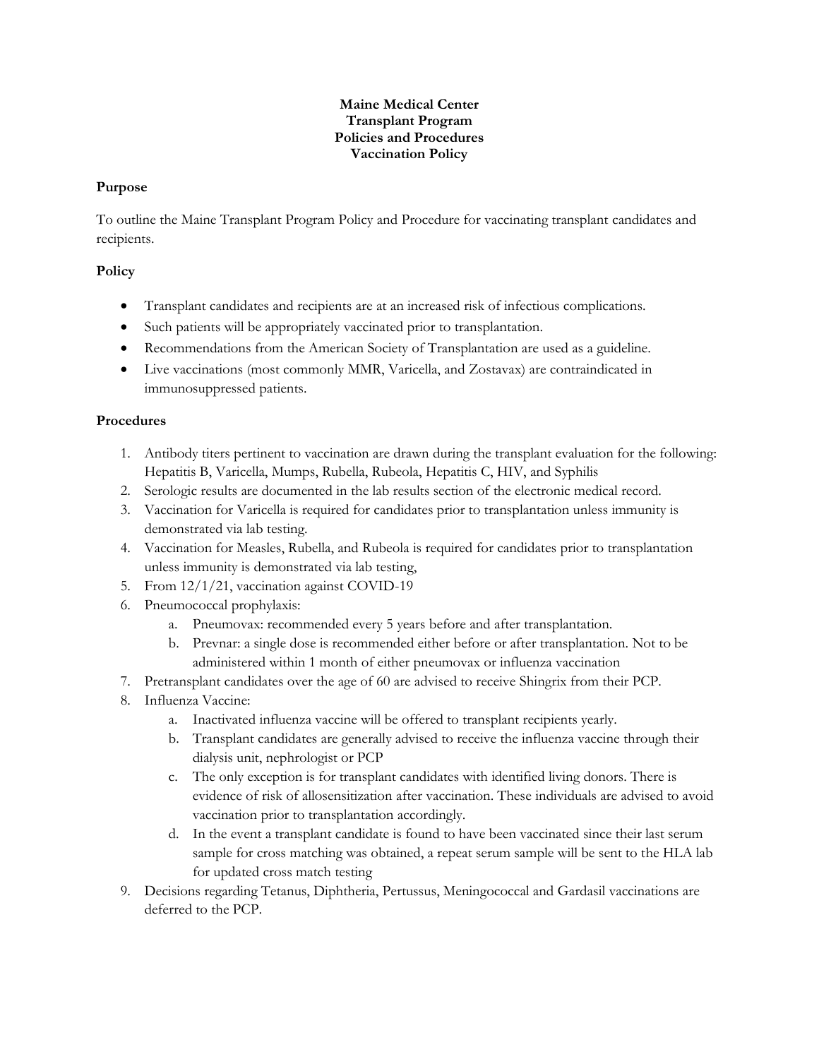# Maine Medical Center
# Transplant Program
# Policies and Procedures
# Vaccination Policy

## Purpose

To outline the Maine Transplant Program Policy and Procedure for vaccinating transplant candidates and recipients.

## Policy

- Transplant candidates and recipients are at an increased risk of infectious complications.
- Such patients will be appropriately vaccinated prior to transplantation.
- Recommendations from the American Society of Transplantation are used as a guideline.
- Live vaccinations (most commonly MMR, Varicella, and Zostavax) are contraindicated in immunosuppressed patients.

## Procedures

1. Antibody titers pertinent to vaccination are drawn during the transplant evaluation for the following: Hepatitis B, Varicella, Mumps, Rubella, Rubeola, Hepatitis C, HIV, and Syphilis
2. Serologic results are documented in the lab results section of the electronic medical record.
3. Vaccination for Varicella is required for candidates prior to transplantation unless immunity is demonstrated via lab testing.
4. Vaccination for Measles, Rubella, and Rubeola is required for candidates prior to transplantation unless immunity is demonstrated via lab testing,
5. From 12/1/21, vaccination against COVID-19
6. Pneumococcal prophylaxis:
   a. Pneumovax: recommended every 5 years before and after transplantation.
   b. Prevnar: a single dose is recommended either before or after transplantation. Not to be administered within 1 month of either pneumovax or influenza vaccination
7. Pretransplant candidates over the age of 60 are advised to receive Shingrix from their PCP.
8. Influenza Vaccine:
   a. Inactivated influenza vaccine will be offered to transplant recipients yearly.
   b. Transplant candidates are generally advised to receive the influenza vaccine through their dialysis unit, nephrologist or PCP
   c. The only exception is for transplant candidates with identified living donors. There is evidence of risk of allosensitization after vaccination. These individuals are advised to avoid vaccination prior to transplantation accordingly.
   d. In the event a transplant candidate is found to have been vaccinated since their last serum sample for cross matching was obtained, a repeat serum sample will be sent to the HLA lab for updated cross match testing
9. Decisions regarding Tetanus, Diphtheria, Pertussus, Meningococcal and Gardasil vaccinations are deferred to the PCP.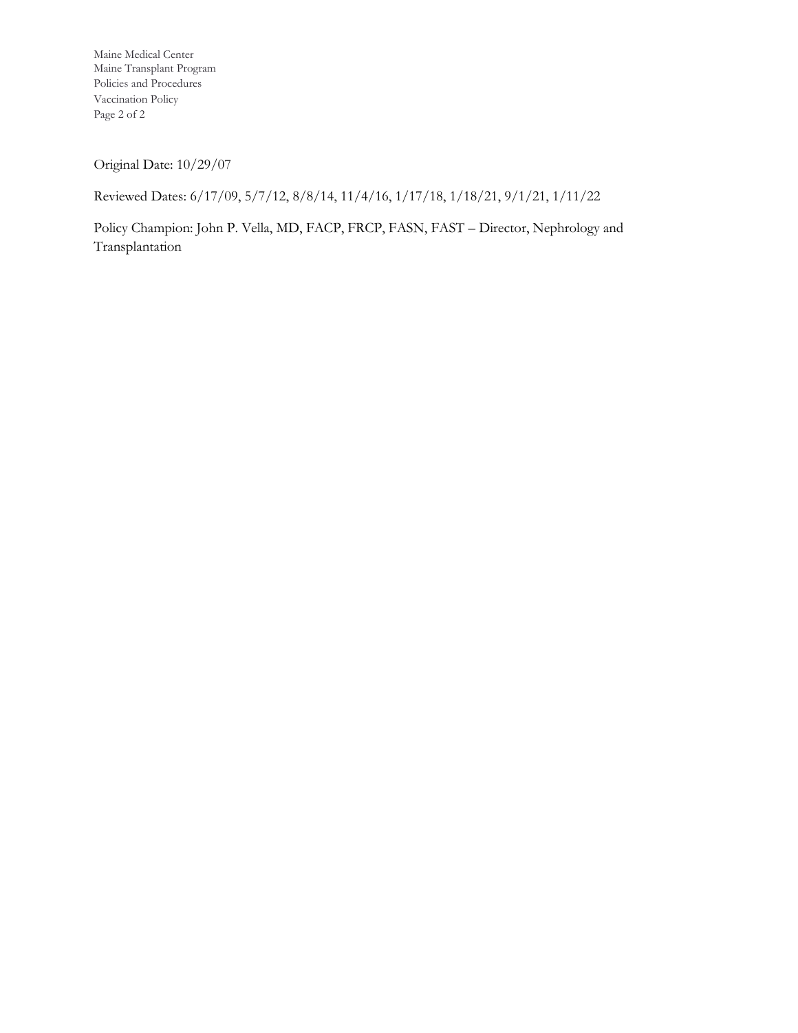Original Date: 10/29/07

Reviewed Dates: 6/17/09, 5/7/12, 8/8/14, 11/4/16, 1/17/18, 1/18/21, 9/1/21, 1/11/22

Policy Champion: John P. Vella, MD, FACP, FRCP, FASN, FAST – Director, Nephrology and Transplantation